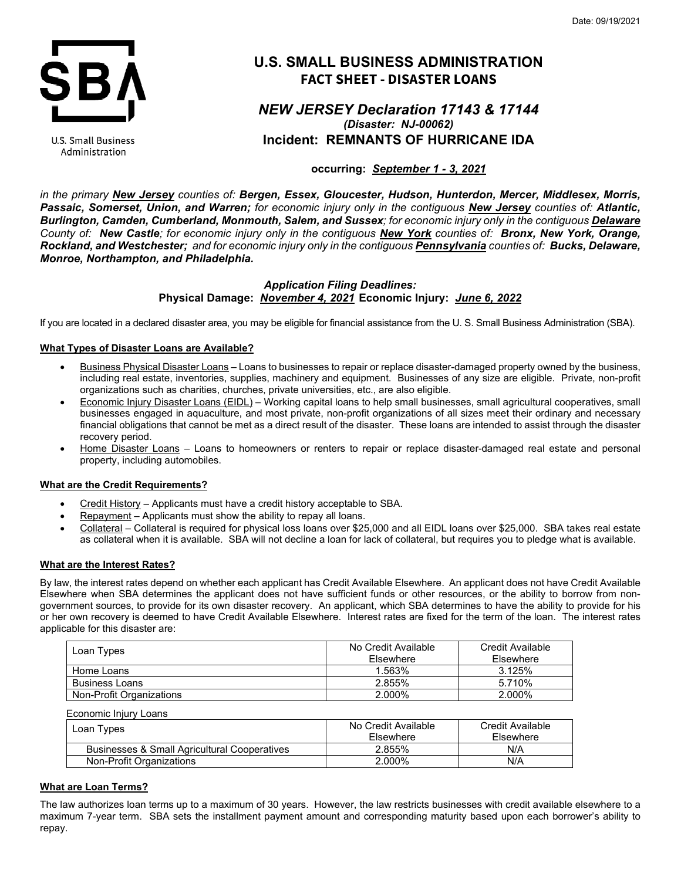Date: 09/19/2021

U.S. Small Business Administration

# U.S. SMALL BUSINESS ADMINISTRATION
## FACT SHEET - DISASTER LOANS

## *NEW JERSEY Declaration 17143 & 17144*
### *(Disaster: NJ-00062)*
### Incident: REMNANTS OF HURRICANE IDA

**occurring: *September 1 - 3, 2021***

*in the primary **New Jersey** counties of: **Bergen, Essex, Gloucester, Hudson, Hunterdon, Mercer, Middlesex, Morris, Passaic, Somerset, Union, and Warren;** for economic injury only in the contiguous **New Jersey** counties of: **Atlantic, Burlington, Camden, Cumberland, Monmouth, Salem, and Sussex**; for economic injury only in the contiguous **Delaware** County of: **New Castle**; for economic injury only in the contiguous **New York** counties of: **Bronx, New York, Orange, Rockland, and Westchester;** and for economic injury only in the contiguous **Pennsylvania** counties of: **Bucks, Delaware, Monroe, Northampton, and Philadelphia.***

***Application Filing Deadlines:***
**Physical Damage: *November 4, 2021* Economic Injury: *June 6, 2022***

If you are located in a declared disaster area, you may be eligible for financial assistance from the U. S. Small Business Administration (SBA).

**What Types of Disaster Loans are Available?**

- Business Physical Disaster Loans – Loans to businesses to repair or replace disaster-damaged property owned by the business, including real estate, inventories, supplies, machinery and equipment. Businesses of any size are eligible. Private, non-profit organizations such as charities, churches, private universities, etc., are also eligible.
- Economic Injury Disaster Loans (EIDL) – Working capital loans to help small businesses, small agricultural cooperatives, small businesses engaged in aquaculture, and most private, non-profit organizations of all sizes meet their ordinary and necessary financial obligations that cannot be met as a direct result of the disaster. These loans are intended to assist through the disaster recovery period.
- Home Disaster Loans – Loans to homeowners or renters to repair or replace disaster-damaged real estate and personal property, including automobiles.

**What are the Credit Requirements?**

- Credit History – Applicants must have a credit history acceptable to SBA.
- Repayment – Applicants must show the ability to repay all loans.
- Collateral – Collateral is required for physical loss loans over $25,000 and all EIDL loans over $25,000. SBA takes real estate as collateral when it is available. SBA will not decline a loan for lack of collateral, but requires you to pledge what is available.

**What are the Interest Rates?**

By law, the interest rates depend on whether each applicant has Credit Available Elsewhere. An applicant does not have Credit Available Elsewhere when SBA determines the applicant does not have sufficient funds or other resources, or the ability to borrow from non-government sources, to provide for its own disaster recovery. An applicant, which SBA determines to have the ability to provide for his or her own recovery is deemed to have Credit Available Elsewhere. Interest rates are fixed for the term of the loan. The interest rates applicable for this disaster are:

| Loan Types | No Credit Available Elsewhere | Credit Available Elsewhere |
|---|---|---|
| Home Loans | 1.563% | 3.125% |
| Business Loans | 2.855% | 5.710% |
| Non-Profit Organizations | 2.000% | 2.000% |

Economic Injury Loans

| Loan Types | No Credit Available Elsewhere | Credit Available Elsewhere |
|---|---|---|
| Businesses & Small Agricultural Cooperatives | 2.855% | N/A |
| Non-Profit Organizations | 2.000% | N/A |

**What are Loan Terms?**

The law authorizes loan terms up to a maximum of 30 years. However, the law restricts businesses with credit available elsewhere to a maximum 7-year term. SBA sets the installment payment amount and corresponding maturity based upon each borrower's ability to repay.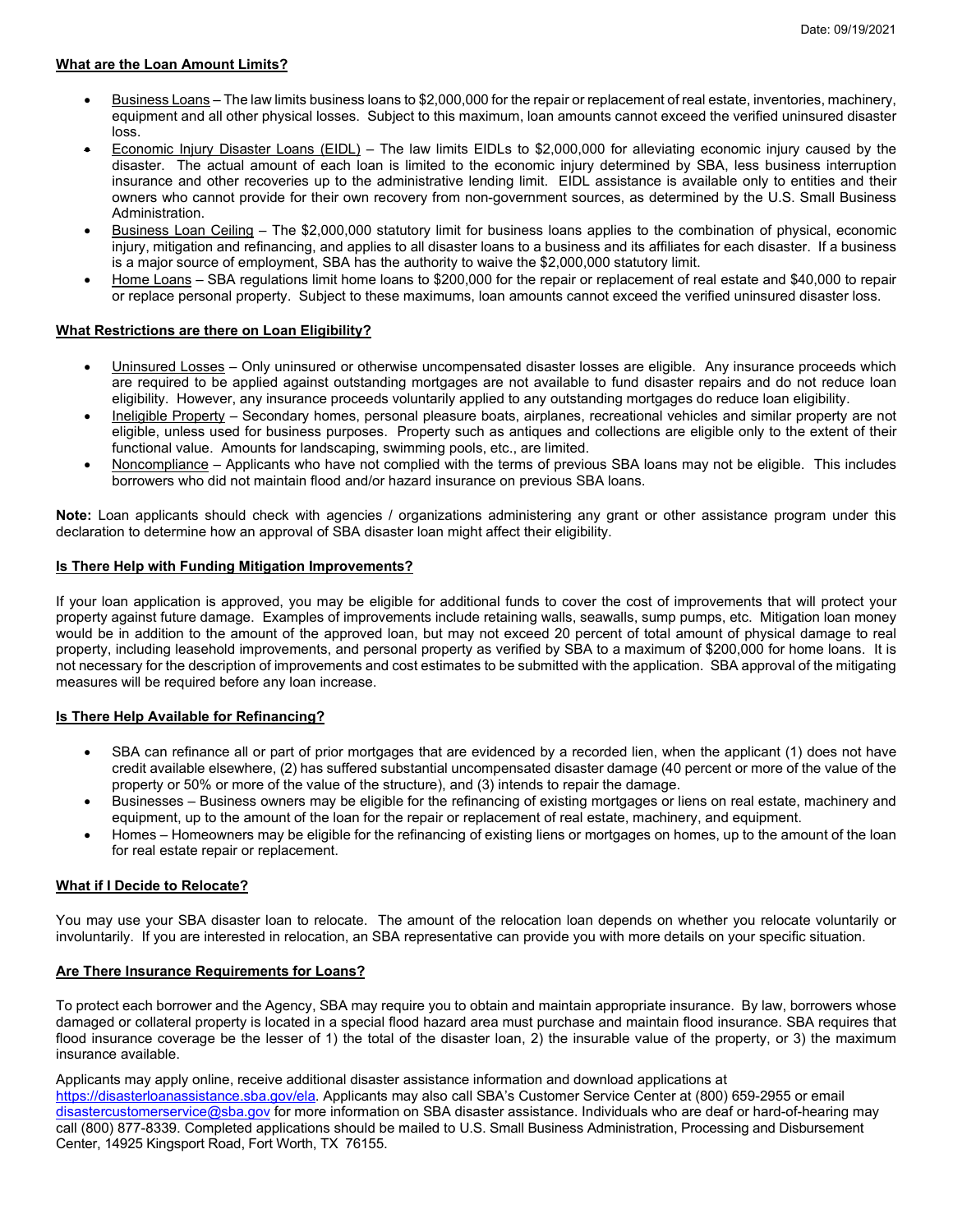Date: 09/19/2021

## What are the Loan Amount Limits?

- Business Loans – The law limits business loans to $2,000,000 for the repair or replacement of real estate, inventories, machinery, equipment and all other physical losses. Subject to this maximum, loan amounts cannot exceed the verified uninsured disaster loss.
- Economic Injury Disaster Loans (EIDL) – The law limits EIDLs to $2,000,000 for alleviating economic injury caused by the disaster. The actual amount of each loan is limited to the economic injury determined by SBA, less business interruption insurance and other recoveries up to the administrative lending limit. EIDL assistance is available only to entities and their owners who cannot provide for their own recovery from non-government sources, as determined by the U.S. Small Business Administration.
- Business Loan Ceiling – The $2,000,000 statutory limit for business loans applies to the combination of physical, economic injury, mitigation and refinancing, and applies to all disaster loans to a business and its affiliates for each disaster. If a business is a major source of employment, SBA has the authority to waive the $2,000,000 statutory limit.
- Home Loans – SBA regulations limit home loans to $200,000 for the repair or replacement of real estate and $40,000 to repair or replace personal property. Subject to these maximums, loan amounts cannot exceed the verified uninsured disaster loss.

## What Restrictions are there on Loan Eligibility?

- Uninsured Losses – Only uninsured or otherwise uncompensated disaster losses are eligible. Any insurance proceeds which are required to be applied against outstanding mortgages are not available to fund disaster repairs and do not reduce loan eligibility. However, any insurance proceeds voluntarily applied to any outstanding mortgages do reduce loan eligibility.
- Ineligible Property – Secondary homes, personal pleasure boats, airplanes, recreational vehicles and similar property are not eligible, unless used for business purposes. Property such as antiques and collections are eligible only to the extent of their functional value. Amounts for landscaping, swimming pools, etc., are limited.
- Noncompliance – Applicants who have not complied with the terms of previous SBA loans may not be eligible. This includes borrowers who did not maintain flood and/or hazard insurance on previous SBA loans.

**Note:** Loan applicants should check with agencies / organizations administering any grant or other assistance program under this declaration to determine how an approval of SBA disaster loan might affect their eligibility.

## Is There Help with Funding Mitigation Improvements?

If your loan application is approved, you may be eligible for additional funds to cover the cost of improvements that will protect your property against future damage. Examples of improvements include retaining walls, seawalls, sump pumps, etc. Mitigation loan money would be in addition to the amount of the approved loan, but may not exceed 20 percent of total amount of physical damage to real property, including leasehold improvements, and personal property as verified by SBA to a maximum of $200,000 for home loans. It is not necessary for the description of improvements and cost estimates to be submitted with the application. SBA approval of the mitigating measures will be required before any loan increase.

## Is There Help Available for Refinancing?

- SBA can refinance all or part of prior mortgages that are evidenced by a recorded lien, when the applicant (1) does not have credit available elsewhere, (2) has suffered substantial uncompensated disaster damage (40 percent or more of the value of the property or 50% or more of the value of the structure), and (3) intends to repair the damage.
- Businesses – Business owners may be eligible for the refinancing of existing mortgages or liens on real estate, machinery and equipment, up to the amount of the loan for the repair or replacement of real estate, machinery, and equipment.
- Homes – Homeowners may be eligible for the refinancing of existing liens or mortgages on homes, up to the amount of the loan for real estate repair or replacement.

## What if I Decide to Relocate?

You may use your SBA disaster loan to relocate. The amount of the relocation loan depends on whether you relocate voluntarily or involuntarily. If you are interested in relocation, an SBA representative can provide you with more details on your specific situation.

## Are There Insurance Requirements for Loans?

To protect each borrower and the Agency, SBA may require you to obtain and maintain appropriate insurance. By law, borrowers whose damaged or collateral property is located in a special flood hazard area must purchase and maintain flood insurance. SBA requires that flood insurance coverage be the lesser of 1) the total of the disaster loan, 2) the insurable value of the property, or 3) the maximum insurance available.

Applicants may apply online, receive additional disaster assistance information and download applications at https://disasterloanassistance.sba.gov/ela. Applicants may also call SBA's Customer Service Center at (800) 659-2955 or email disastercustomerservice@sba.gov for more information on SBA disaster assistance. Individuals who are deaf or hard-of-hearing may call (800) 877-8339. Completed applications should be mailed to U.S. Small Business Administration, Processing and Disbursement Center, 14925 Kingsport Road, Fort Worth, TX 76155.